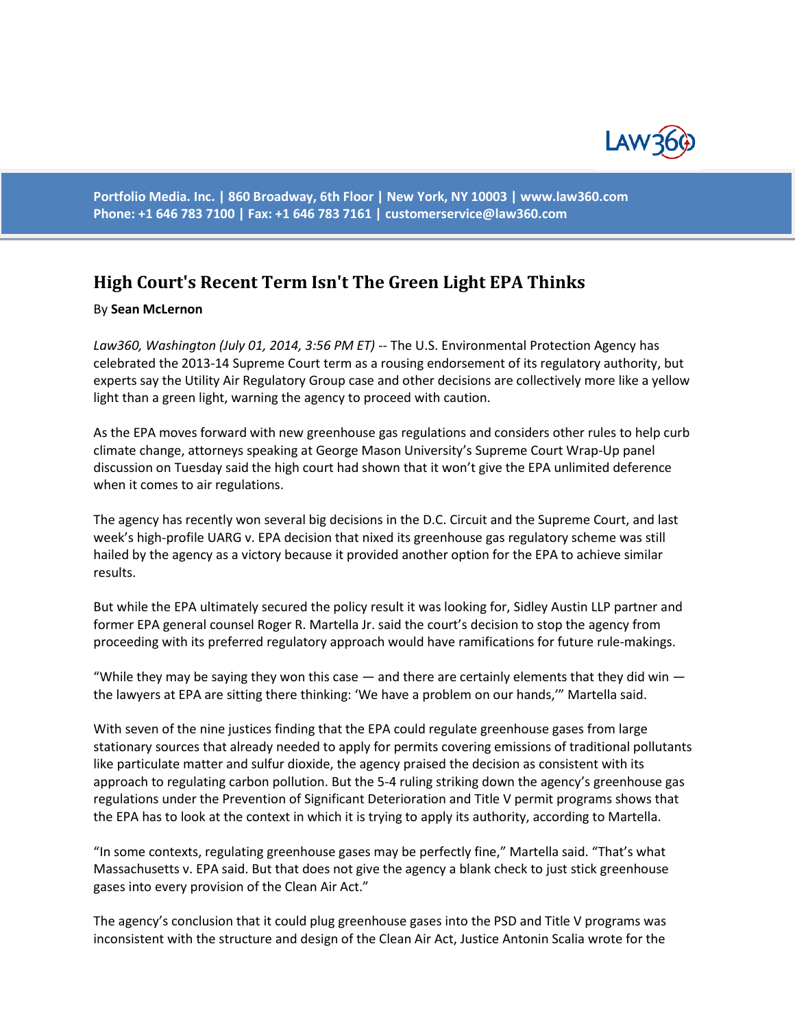Portfolio Media. Inc. | 860 Broadway, 6th Floor | New York, NY 10003 | www.law360.com
Phone: +1 646 783 7100 | Fax: +1 646 783 7161 | customerservice@law360.com

# High Court's Recent Term Isn't The Green Light EPA Thinks

By **Sean McLernon**

*Law360, Washington (July 01, 2014, 3:56 PM ET)* -- The U.S. Environmental Protection Agency has celebrated the 2013-14 Supreme Court term as a rousing endorsement of its regulatory authority, but experts say the Utility Air Regulatory Group case and other decisions are collectively more like a yellow light than a green light, warning the agency to proceed with caution.

As the EPA moves forward with new greenhouse gas regulations and considers other rules to help curb climate change, attorneys speaking at George Mason University's Supreme Court Wrap-Up panel discussion on Tuesday said the high court had shown that it won't give the EPA unlimited deference when it comes to air regulations.

The agency has recently won several big decisions in the D.C. Circuit and the Supreme Court, and last week's high-profile UARG v. EPA decision that nixed its greenhouse gas regulatory scheme was still hailed by the agency as a victory because it provided another option for the EPA to achieve similar results.

But while the EPA ultimately secured the policy result it was looking for, Sidley Austin LLP partner and former EPA general counsel Roger R. Martella Jr. said the court's decision to stop the agency from proceeding with its preferred regulatory approach would have ramifications for future rule-makings.

"While they may be saying they won this case — and there are certainly elements that they did win — the lawyers at EPA are sitting there thinking: 'We have a problem on our hands,'" Martella said.

With seven of the nine justices finding that the EPA could regulate greenhouse gases from large stationary sources that already needed to apply for permits covering emissions of traditional pollutants like particulate matter and sulfur dioxide, the agency praised the decision as consistent with its approach to regulating carbon pollution. But the 5-4 ruling striking down the agency's greenhouse gas regulations under the Prevention of Significant Deterioration and Title V permit programs shows that the EPA has to look at the context in which it is trying to apply its authority, according to Martella.

"In some contexts, regulating greenhouse gases may be perfectly fine," Martella said. "That's what Massachusetts v. EPA said. But that does not give the agency a blank check to just stick greenhouse gases into every provision of the Clean Air Act."

The agency's conclusion that it could plug greenhouse gases into the PSD and Title V programs was inconsistent with the structure and design of the Clean Air Act, Justice Antonin Scalia wrote for the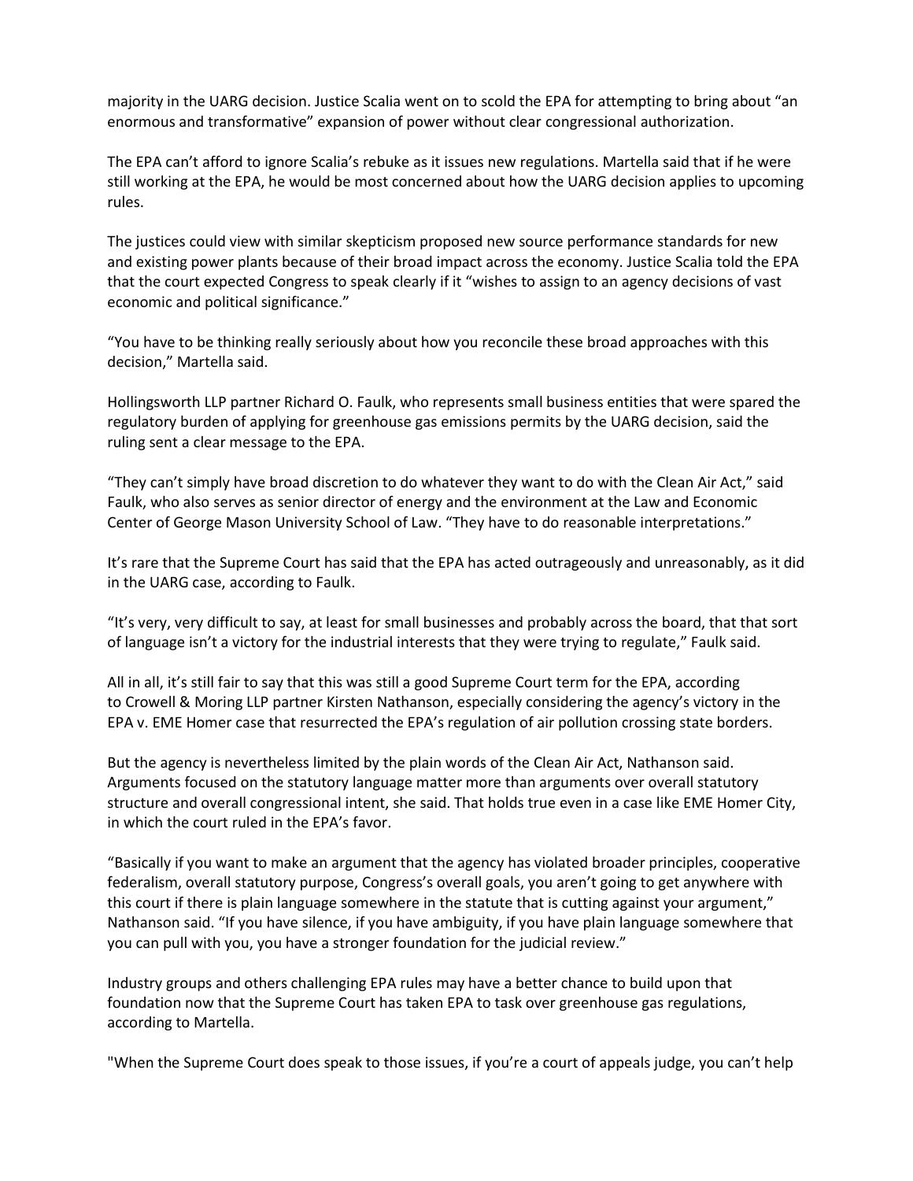majority in the UARG decision. Justice Scalia went on to scold the EPA for attempting to bring about "an enormous and transformative" expansion of power without clear congressional authorization.

The EPA can't afford to ignore Scalia's rebuke as it issues new regulations. Martella said that if he were still working at the EPA, he would be most concerned about how the UARG decision applies to upcoming rules.

The justices could view with similar skepticism proposed new source performance standards for new and existing power plants because of their broad impact across the economy. Justice Scalia told the EPA that the court expected Congress to speak clearly if it "wishes to assign to an agency decisions of vast economic and political significance."

"You have to be thinking really seriously about how you reconcile these broad approaches with this decision," Martella said.

Hollingsworth LLP partner Richard O. Faulk, who represents small business entities that were spared the regulatory burden of applying for greenhouse gas emissions permits by the UARG decision, said the ruling sent a clear message to the EPA.

"They can't simply have broad discretion to do whatever they want to do with the Clean Air Act," said Faulk, who also serves as senior director of energy and the environment at the Law and Economic Center of George Mason University School of Law. "They have to do reasonable interpretations."

It's rare that the Supreme Court has said that the EPA has acted outrageously and unreasonably, as it did in the UARG case, according to Faulk.

"It's very, very difficult to say, at least for small businesses and probably across the board, that that sort of language isn't a victory for the industrial interests that they were trying to regulate," Faulk said.

All in all, it's still fair to say that this was still a good Supreme Court term for the EPA, according to Crowell & Moring LLP partner Kirsten Nathanson, especially considering the agency's victory in the EPA v. EME Homer case that resurrected the EPA's regulation of air pollution crossing state borders.

But the agency is nevertheless limited by the plain words of the Clean Air Act, Nathanson said. Arguments focused on the statutory language matter more than arguments over overall statutory structure and overall congressional intent, she said. That holds true even in a case like EME Homer City, in which the court ruled in the EPA's favor.

"Basically if you want to make an argument that the agency has violated broader principles, cooperative federalism, overall statutory purpose, Congress's overall goals, you aren't going to get anywhere with this court if there is plain language somewhere in the statute that is cutting against your argument," Nathanson said. "If you have silence, if you have ambiguity, if you have plain language somewhere that you can pull with you, you have a stronger foundation for the judicial review."

Industry groups and others challenging EPA rules may have a better chance to build upon that foundation now that the Supreme Court has taken EPA to task over greenhouse gas regulations, according to Martella.

"When the Supreme Court does speak to those issues, if you're a court of appeals judge, you can't help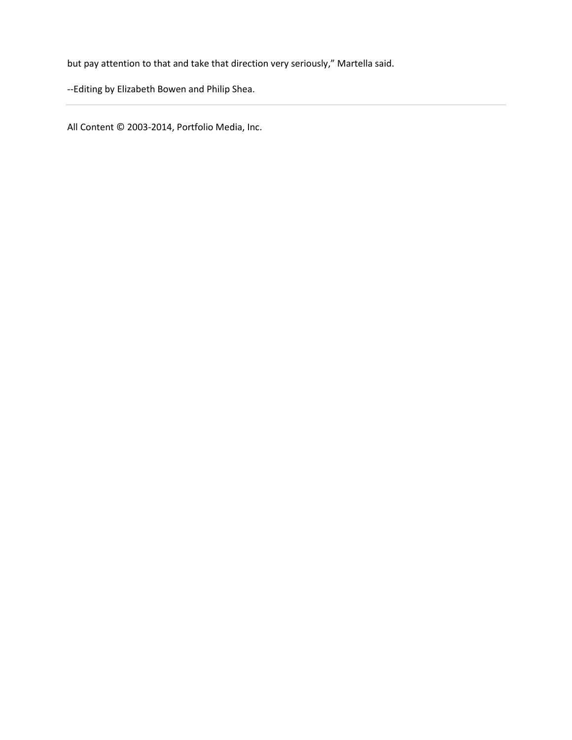but pay attention to that and take that direction very seriously," Martella said.

--Editing by Elizabeth Bowen and Philip Shea.

---

All Content © 2003-2014, Portfolio Media, Inc.